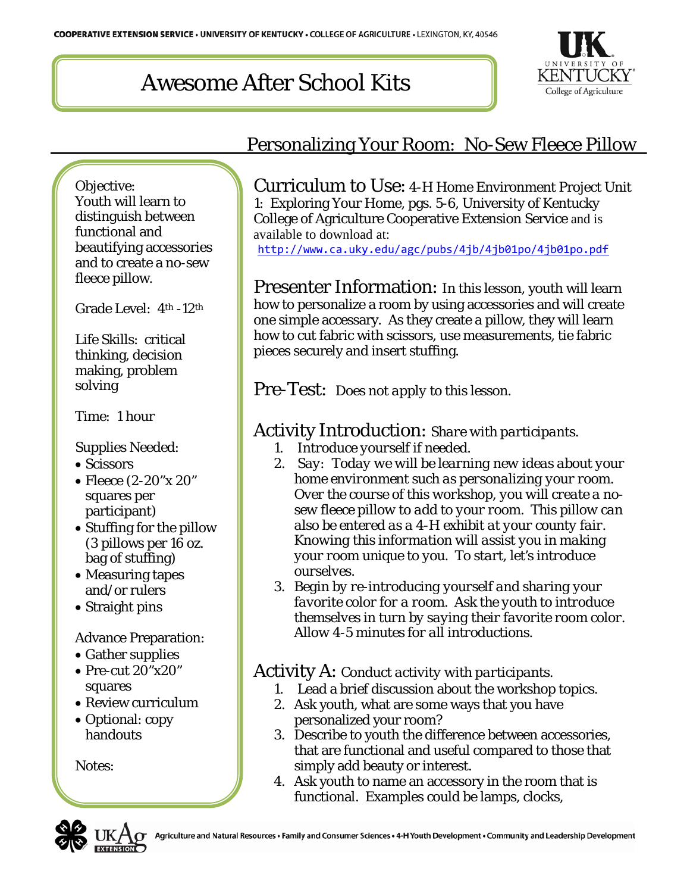COOPERATIVE EXTENSION SERVICE • UNIVERSITY OF KENTUCKY • COLLEGE OF AGRICULTURE • LEXINGTON, KY, 40546

# Awesome After School Kits

## Personalizing Your Room: No-Sew Fleece Pillow

Objective:
Youth will learn to distinguish between functional and beautifying accessories and to create a no-sew fleece pillow.

Grade Level: 4th - 12th

Life Skills: critical thinking, decision making, problem solving

Time: 1 hour

Supplies Needed:

- Scissors
- Fleece (2-20"x 20" squares per participant)
- Stuffing for the pillow (3 pillows per 16 oz. bag of stuffing)
- Measuring tapes and/or rulers
- Straight pins

Advance Preparation:

- Gather supplies
- Pre-cut 20"x20" squares
- Review curriculum
- Optional: copy handouts

Notes:

**Curriculum to Use:** 4-H Home Environment Project Unit 1: Exploring Your Home, pgs. 5-6, University of Kentucky College of Agriculture Cooperative Extension Service and is available to download at: http://www.ca.uky.edu/agc/pubs/4jb/4jb01po/4jb01po.pdf

**Presenter Information:** In this lesson, youth will learn how to personalize a room by using accessories and will create one simple accessary. As they create a pillow, they will learn how to cut fabric with scissors, use measurements, tie fabric pieces securely and insert stuffing.

**Pre-Test:** Does not apply to this lesson.

**Activity Introduction:** *Share with participants.*

1. Introduce yourself if needed.
2. Say: *Today we will be learning new ideas about your home environment such as personalizing your room. Over the course of this workshop, you will create a no-sew fleece pillow to add to your room. This pillow can also be entered as a 4-H exhibit at your county fair. Knowing this information will assist you in making your room unique to you. To start, let's introduce ourselves.*
3. Begin by re-introducing yourself and sharing your favorite color for a room. Ask the youth to introduce themselves in turn by saying their favorite room color. Allow 4-5 minutes for all introductions.

**Activity A:** *Conduct activity with participants.*

1. Lead a brief discussion about the workshop topics.
2. Ask youth, what are some ways that you have personalized your room?
3. Describe to youth the difference between accessories, that are functional and useful compared to those that simply add beauty or interest.
4. Ask youth to name an accessory in the room that is functional. Examples could be lamps, clocks,

Agriculture and Natural Resources • Family and Consumer Sciences • 4-H Youth Development • Community and Leadership Development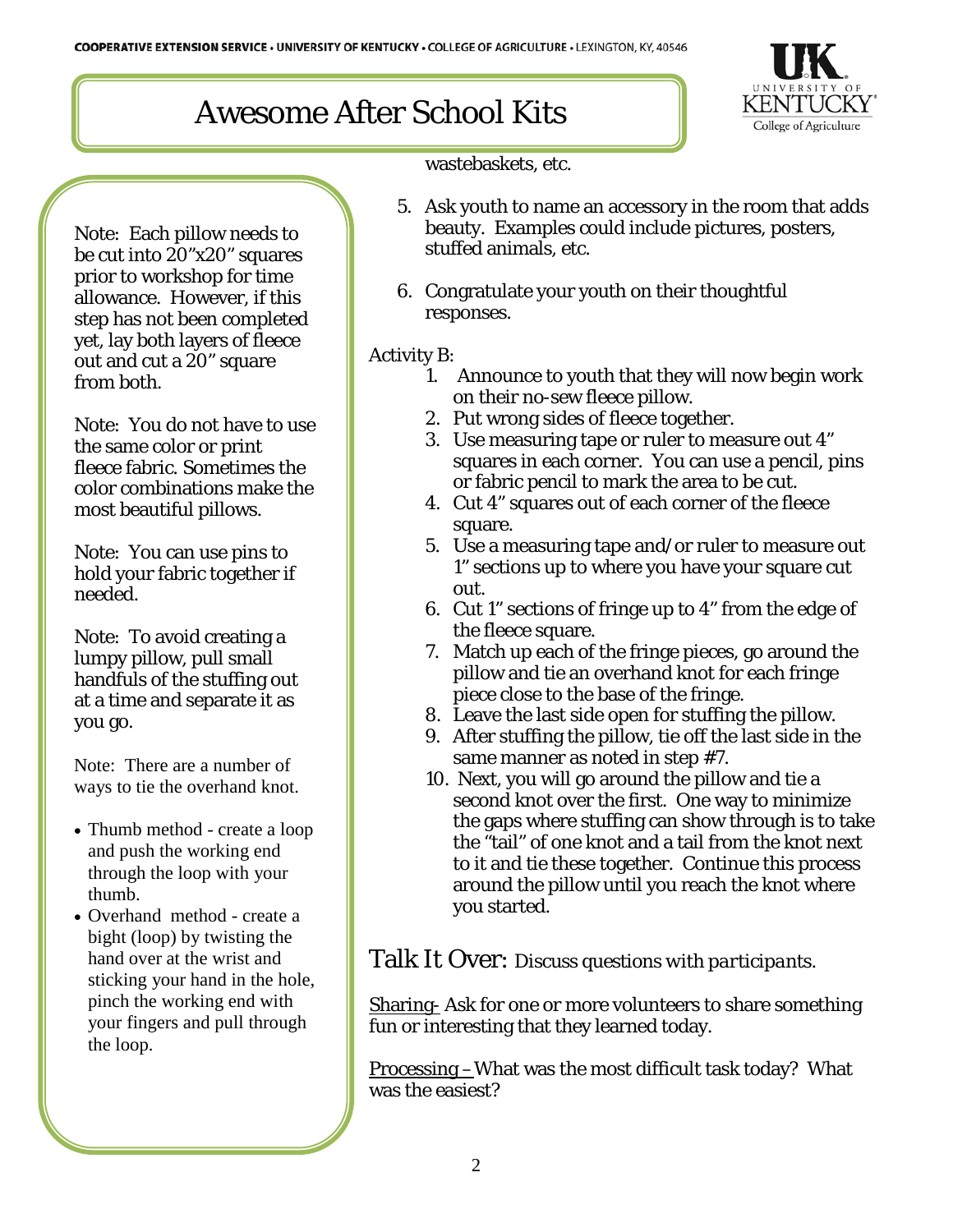# Awesome After School Kits

Note: Each pillow needs to be cut into 20"x20" squares prior to workshop for time allowance. However, if this step has not been completed yet, lay both layers of fleece out and cut a 20" square from both.

Note: You do not have to use the same color or print fleece fabric. Sometimes the color combinations make the most beautiful pillows.

Note: You can use pins to hold your fabric together if needed.

Note: To avoid creating a lumpy pillow, pull small handfuls of the stuffing out at a time and separate it as you go.

Note: There are a number of ways to tie the overhand knot.

- Thumb method - create a loop and push the working end through the loop with your thumb.
- Overhand method - create a bight (loop) by twisting the hand over at the wrist and sticking your hand in the hole, pinch the working end with your fingers and pull through the loop.

wastebaskets, etc.

5. Ask youth to name an accessory in the room that adds beauty. Examples could include pictures, posters, stuffed animals, etc.
6. Congratulate your youth on their thoughtful responses.

Activity B:

1. Announce to youth that they will now begin work on their no-sew fleece pillow.
2. Put wrong sides of fleece together.
3. Use measuring tape or ruler to measure out 4" squares in each corner. You can use a pencil, pins or fabric pencil to mark the area to be cut.
4. Cut 4" squares out of each corner of the fleece square.
5. Use a measuring tape and/or ruler to measure out 1" sections up to where you have your square cut out.
6. Cut 1" sections of fringe up to 4" from the edge of the fleece square.
7. Match up each of the fringe pieces, go around the pillow and tie an overhand knot for each fringe piece close to the base of the fringe.
8. Leave the last side open for stuffing the pillow.
9. After stuffing the pillow, tie off the last side in the same manner as noted in step #7.
10. Next, you will go around the pillow and tie a second knot over the first. One way to minimize the gaps where stuffing can show through is to take the "tail" of one knot and a tail from the knot next to it and tie these together. Continue this process around the pillow until you reach the knot where you started.

## Talk It Over: *Discuss questions with participants.*

Sharing- Ask for one or more volunteers to share something fun or interesting that they learned today.

Processing – What was the most difficult task today? What was the easiest?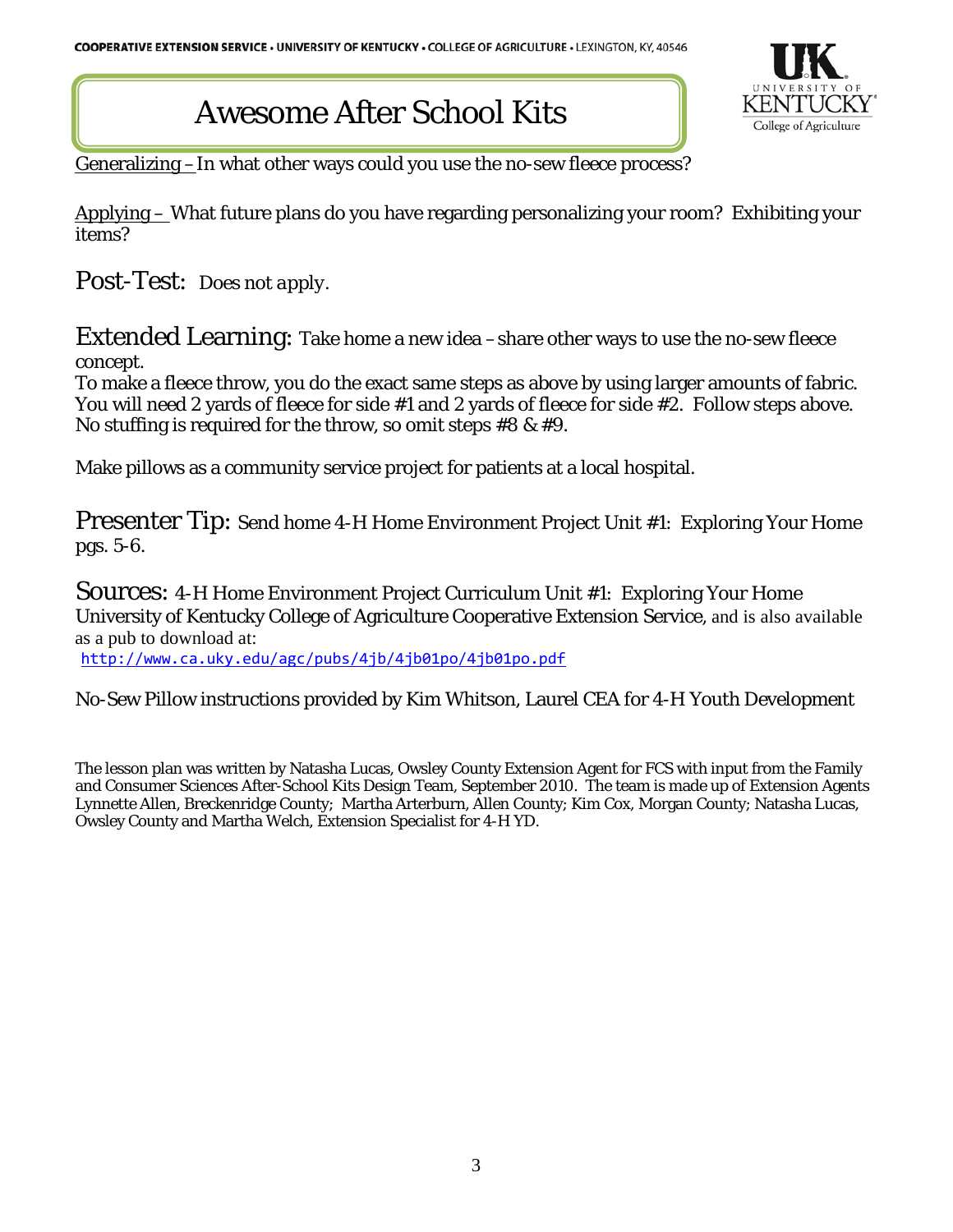# Awesome After School Kits

Generalizing – In what other ways could you use the no-sew fleece process?

Applying – What future plans do you have regarding personalizing your room? Exhibiting your items?

## Post-Test: Does not apply.

## Extended Learning: Take home a new idea – share other ways to use the no-sew fleece concept.

To make a fleece throw, you do the exact same steps as above by using larger amounts of fabric. You will need 2 yards of fleece for side #1 and 2 yards of fleece for side #2. Follow steps above. No stuffing is required for the throw, so omit steps #8 & #9.

Make pillows as a community service project for patients at a local hospital.

## Presenter Tip: Send home 4-H Home Environment Project Unit #1: Exploring Your Home pgs. 5-6.

## Sources: 4-H Home Environment Project Curriculum Unit #1: Exploring Your Home

University of Kentucky College of Agriculture Cooperative Extension Service, and is also available as a pub to download at:
http://www.ca.uky.edu/agc/pubs/4jb/4jb01po/4jb01po.pdf

No-Sew Pillow instructions provided by Kim Whitson, Laurel CEA for 4-H Youth Development

The lesson plan was written by Natasha Lucas, Owsley County Extension Agent for FCS with input from the Family and Consumer Sciences After-School Kits Design Team, September 2010. The team is made up of Extension Agents Lynnette Allen, Breckenridge County; Martha Arterburn, Allen County; Kim Cox, Morgan County; Natasha Lucas, Owsley County and Martha Welch, Extension Specialist for 4-H YD.